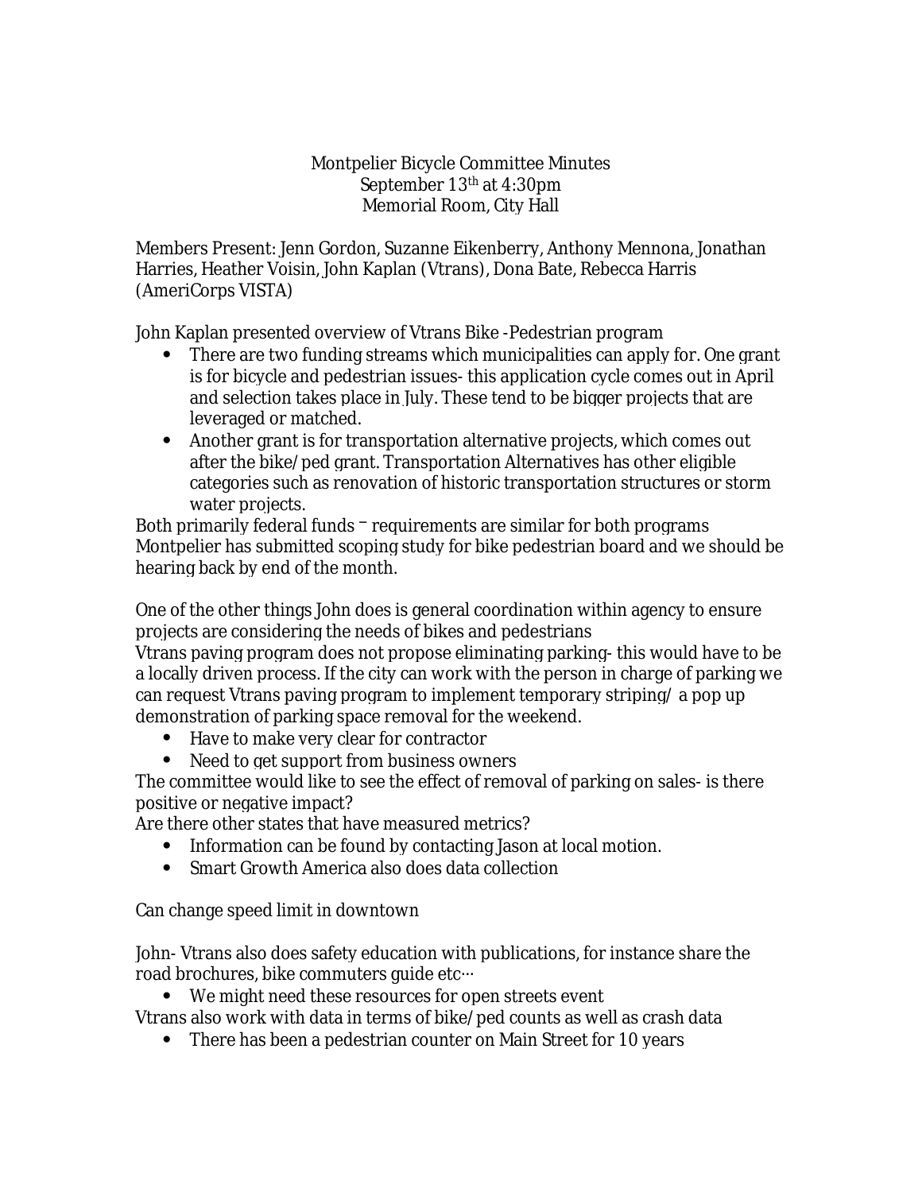Montpelier Bicycle Committee Minutes
September 13th at 4:30pm
Memorial Room, City Hall

Members Present: Jenn Gordon, Suzanne Eikenberry, Anthony Mennona, Jonathan Harries, Heather Voisin, John Kaplan (Vtrans), Dona Bate, Rebecca Harris (AmeriCorps VISTA)

John Kaplan presented overview of Vtrans Bike -Pedestrian program

- There are two funding streams which municipalities can apply for. One grant is for bicycle and pedestrian issues- this application cycle comes out in April and selection takes place in July. These tend to be bigger projects that are leveraged or matched.
- Another grant is for transportation alternative projects, which comes out after the bike/ped grant. Transportation Alternatives has other eligible categories such as renovation of historic transportation structures or storm water projects.

Both primarily federal funds – requirements are similar for both programs
Montpelier has submitted scoping study for bike pedestrian board and we should be hearing back by end of the month.

One of the other things John does is general coordination within agency to ensure projects are considering the needs of bikes and pedestrians
Vtrans paving program does not propose eliminating parking- this would have to be a locally driven process. If the city can work with the person in charge of parking we can request Vtrans paving program to implement temporary striping/ a pop up demonstration of parking space removal for the weekend.

- Have to make very clear for contractor
- Need to get support from business owners

The committee would like to see the effect of removal of parking on sales- is there positive or negative impact?
Are there other states that have measured metrics?

- Information can be found by contacting Jason at local motion.
- Smart Growth America also does data collection

Can change speed limit in downtown

John- Vtrans also does safety education with publications, for instance share the road brochures, bike commuters guide etc…

- We might need these resources for open streets event

Vtrans also work with data in terms of bike/ped counts as well as crash data

- There has been a pedestrian counter on Main Street for 10 years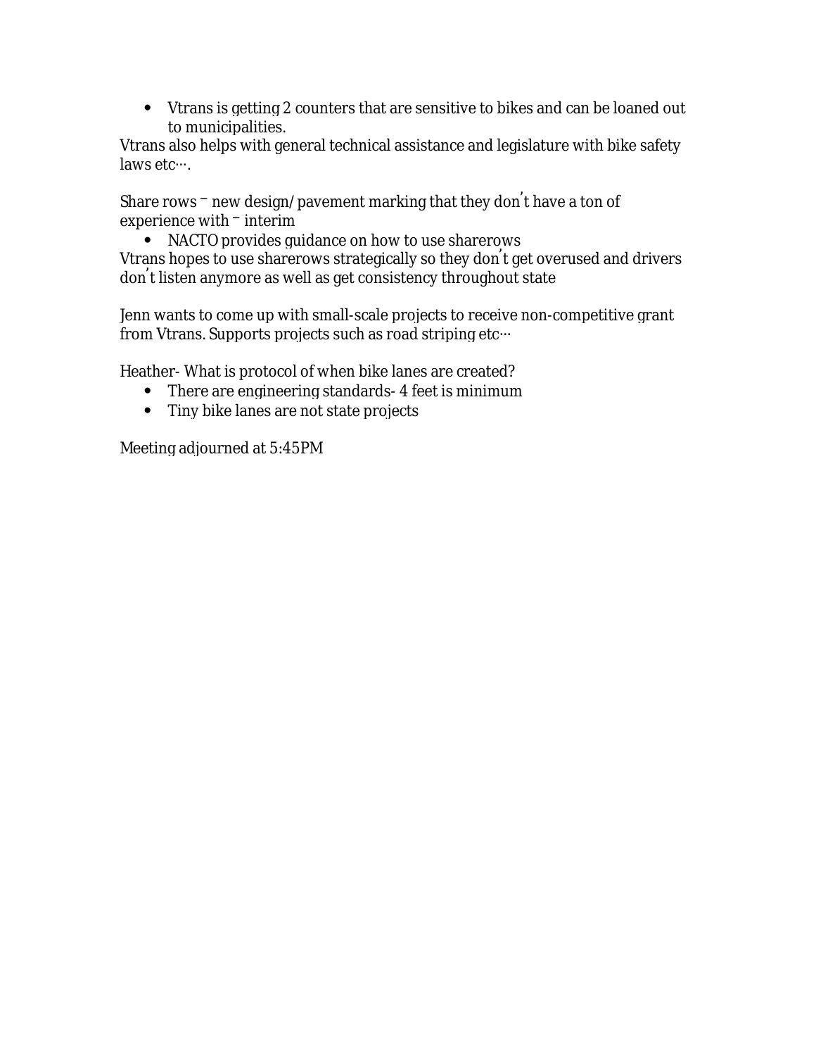- Vtrans is getting 2 counters that are sensitive to bikes and can be loaned out to municipalities.

Vtrans also helps with general technical assistance and legislature with bike safety laws etc….

Share rows – new design/pavement marking that they don't have a ton of experience with – interim

- NACTO provides guidance on how to use sharerows

Vtrans hopes to use sharerows strategically so they don't get overused and drivers don't listen anymore as well as get consistency throughout state

Jenn wants to come up with small-scale projects to receive non-competitive grant from Vtrans. Supports projects such as road striping etc…

Heather- What is protocol of when bike lanes are created?

- There are engineering standards- 4 feet is minimum
- Tiny bike lanes are not state projects

Meeting adjourned at 5:45PM